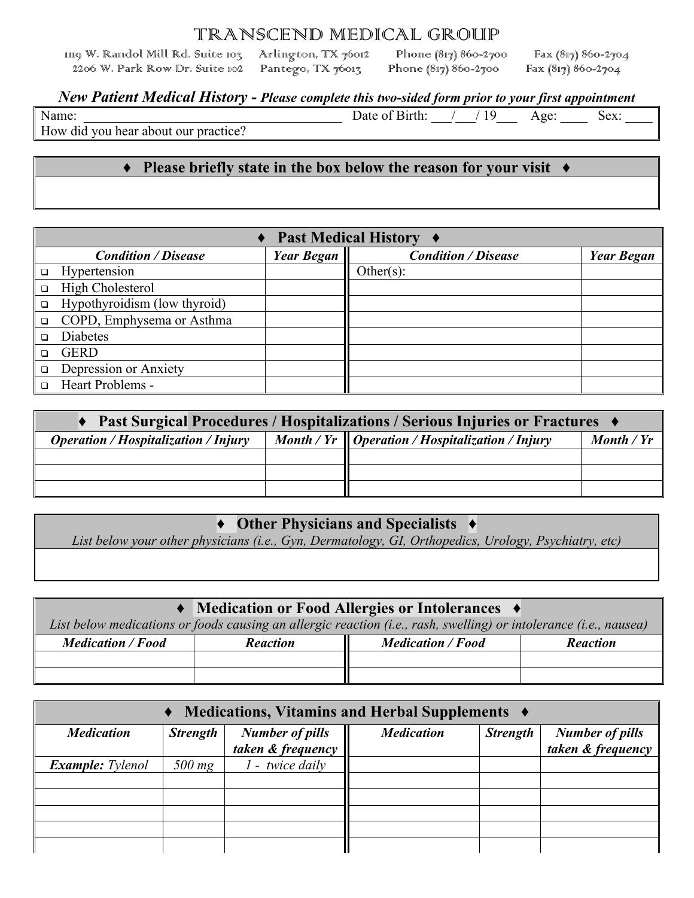# TRANSCEND MEDICAL GROUP

1119 W. Randol Mill Rd. Suite 103 Arlington, TX 76012 Phone (817) 860-2700 Fax (817) 860-2704
2206 W. Park Row Dr. Suite 102 Pantego, TX 76013 Phone (817) 860-2700 Fax (817) 860-2704

***New Patient Medical History - Please complete this two-sided form prior to your first appointment***

Name: ________________________________________ Date of Birth: ___/___/ 19___ Age: ____ Sex: ____

How did you hear about our practice?

## ♦ Please briefly state in the box below the reason for your visit ♦

## ♦ Past Medical History ♦

| *Condition / Disease* | *Year Began* | *Condition / Disease* | *Year Began* |
|---|---|---|---|
| ❑ Hypertension | | Other(s): | |
| ❑ High Cholesterol | | | |
| ❑ Hypothyroidism (low thyroid) | | | |
| ❑ COPD, Emphysema or Asthma | | | |
| ❑ Diabetes | | | |
| ❑ GERD | | | |
| ❑ Depression or Anxiety | | | |
| ❑ Heart Problems - | | | |

## ♦ Past Surgical Procedures / Hospitalizations / Serious Injuries or Fractures ♦

| *Operation / Hospitalization / Injury* | *Month / Yr* | *Operation / Hospitalization / Injury* | *Month / Yr* |
|---|---|---|---|
| | | | |
| | | | |
| | | | |

## ♦ Other Physicians and Specialists ♦

*List below your other physicians (i.e., Gyn, Dermatology, GI, Orthopedics, Urology, Psychiatry, etc)*

## ♦ Medication or Food Allergies or Intolerances ♦

*List below medications or foods causing an allergic reaction (i.e., rash, swelling) or intolerance (i.e., nausea)*

| *Medication / Food* | *Reaction* | *Medication / Food* | *Reaction* |
|---|---|---|---|
| | | | |
| | | | |

## ♦ Medications, Vitamins and Herbal Supplements ♦

| *Medication* | *Strength* | *Number of pills taken & frequency* | *Medication* | *Strength* | *Number of pills taken & frequency* |
|---|---|---|---|---|---|
| ***Example:*** *Tylenol* | *500 mg* | *1 - twice daily* | | | |
| | | | | | |
| | | | | | |
| | | | | | |
| | | | | | |
| | | | | | |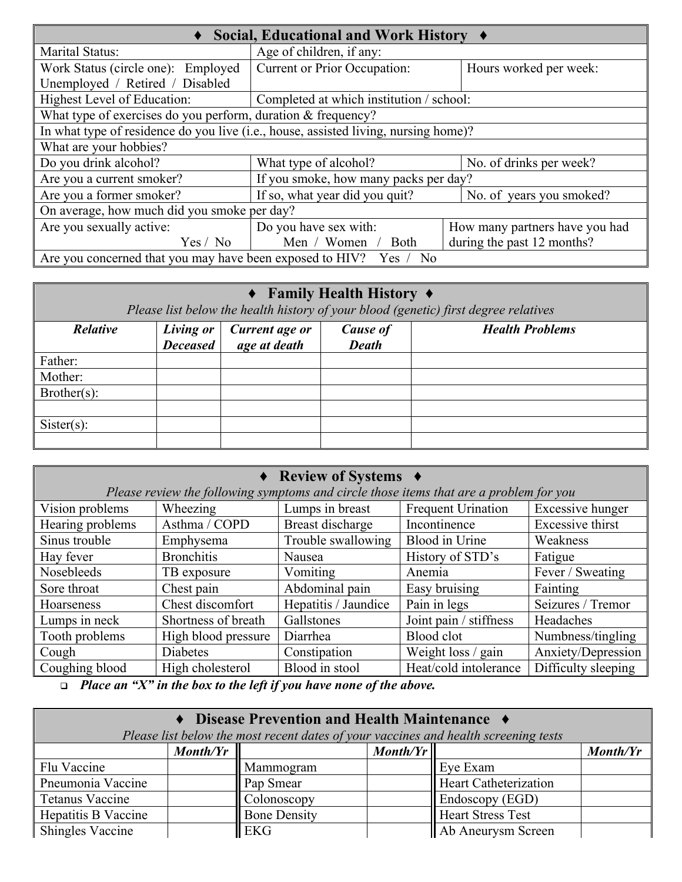## ♦ Social, Educational and Work History ♦

| | | |
|---|---|---|
| Marital Status: | Age of children, if any: | |
| Work Status (circle one): Employed / Unemployed / Retired / Disabled | Current or Prior Occupation: | Hours worked per week: |
| Highest Level of Education: | Completed at which institution / school: | |
| What type of exercises do you perform, duration & frequency? | | |
| In what type of residence do you live (i.e., house, assisted living, nursing home)? | | |
| What are your hobbies? | | |
| Do you drink alcohol? | What type of alcohol? | No. of drinks per week? |
| Are you a current smoker? | If you smoke, how many packs per day? | |
| Are you a former smoker? | If so, what year did you quit? | No. of years you smoked? |
| On average, how much did you smoke per day? | | |
| Are you sexually active: Yes / No | Do you have sex with: Men / Women / Both | How many partners have you had during the past 12 months? |
| Are you concerned that you may have been exposed to HIV? Yes / No | | |

## ♦ Family Health History ♦

*Please list below the health history of your blood (genetic) first degree relatives*

| ***Relative*** | ***Living or Deceased*** | ***Current age or age at death*** | ***Cause of Death*** | ***Health Problems*** |
|---|---|---|---|---|
| Father: | | | | |
| Mother: | | | | |
| Brother(s): | | | | |
| | | | | |
| Sister(s): | | | | |
| | | | | |

## ♦ Review of Systems ♦

*Please review the following symptoms and circle those items that are a problem for you*

| | | | | |
|---|---|---|---|---|
| Vision problems | Wheezing | Lumps in breast | Frequent Urination | Excessive hunger |
| Hearing problems | Asthma / COPD | Breast discharge | Incontinence | Excessive thirst |
| Sinus trouble | Emphysema | Trouble swallowing | Blood in Urine | Weakness |
| Hay fever | Bronchitis | Nausea | History of STD's | Fatigue |
| Nosebleeds | TB exposure | Vomiting | Anemia | Fever / Sweating |
| Sore throat | Chest pain | Abdominal pain | Easy bruising | Fainting |
| Hoarseness | Chest discomfort | Hepatitis / Jaundice | Pain in legs | Seizures / Tremor |
| Lumps in neck | Shortness of breath | Gallstones | Joint pain / stiffness | Headaches |
| Tooth problems | High blood pressure | Diarrhea | Blood clot | Numbness/tingling |
| Cough | Diabetes | Constipation | Weight loss / gain | Anxiety/Depression |
| Coughing blood | High cholesterol | Blood in stool | Heat/cold intolerance | Difficulty sleeping |

- ☐ ***Place an "X" in the box to the left if you have none of the above.***

## ♦ Disease Prevention and Health Maintenance ♦

*Please list below the most recent dates of your vaccines and health screening tests*

| | ***Month/Yr*** | | ***Month/Yr*** | | ***Month/Yr*** |
|---|---|---|---|---|---|
| Flu Vaccine | | Mammogram | | Eye Exam | |
| Pneumonia Vaccine | | Pap Smear | | Heart Catheterization | |
| Tetanus Vaccine | | Colonoscopy | | Endoscopy (EGD) | |
| Hepatitis B Vaccine | | Bone Density | | Heart Stress Test | |
| Shingles Vaccine | | EKG | | Ab Aneurysm Screen | |